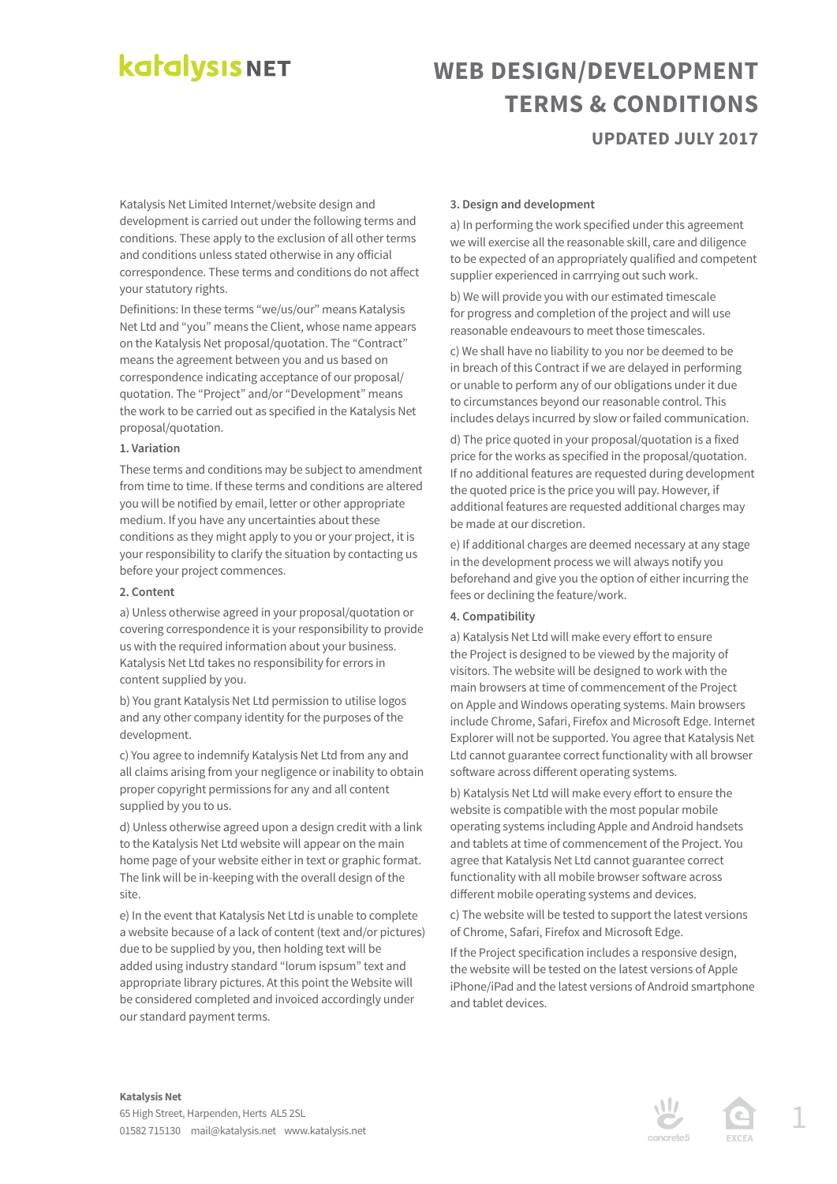# katalysis NET

# WEB DESIGN/DEVELOPMENT TERMS & CONDITIONS

## UPDATED JULY 2017

Katalysis Net Limited Internet/website design and development is carried out under the following terms and conditions. These apply to the exclusion of all other terms and conditions unless stated otherwise in any official correspondence. These terms and conditions do not affect your statutory rights.

Definitions: In these terms "we/us/our" means Katalysis Net Ltd and "you" means the Client, whose name appears on the Katalysis Net proposal/quotation. The "Contract" means the agreement between you and us based on correspondence indicating acceptance of our proposal/quotation. The "Project" and/or "Development" means the work to be carried out as specified in the Katalysis Net proposal/quotation.

### 1. Variation

These terms and conditions may be subject to amendment from time to time. If these terms and conditions are altered you will be notified by email, letter or other appropriate medium. If you have any uncertainties about these conditions as they might apply to you or your project, it is your responsibility to clarify the situation by contacting us before your project commences.

### 2. Content

a) Unless otherwise agreed in your proposal/quotation or covering correspondence it is your responsibility to provide us with the required information about your business. Katalysis Net Ltd takes no responsibility for errors in content supplied by you.

b) You grant Katalysis Net Ltd permission to utilise logos and any other company identity for the purposes of the development.

c) You agree to indemnify Katalysis Net Ltd from any and all claims arising from your negligence or inability to obtain proper copyright permissions for any and all content supplied by you to us.

d) Unless otherwise agreed upon a design credit with a link to the Katalysis Net Ltd website will appear on the main home page of your website either in text or graphic format. The link will be in-keeping with the overall design of the site.

e) In the event that Katalysis Net Ltd is unable to complete a website because of a lack of content (text and/or pictures) due to be supplied by you, then holding text will be added using industry standard "lorum ispsum" text and appropriate library pictures. At this point the Website will be considered completed and invoiced accordingly under our standard payment terms.

### 3. Design and development

a) In performing the work specified under this agreement we will exercise all the reasonable skill, care and diligence to be expected of an appropriately qualified and competent supplier experienced in carrrying out such work.

b) We will provide you with our estimated timescale for progress and completion of the project and will use reasonable endeavours to meet those timescales.

c) We shall have no liability to you nor be deemed to be in breach of this Contract if we are delayed in performing or unable to perform any of our obligations under it due to circumstances beyond our reasonable control. This includes delays incurred by slow or failed communication.

d) The price quoted in your proposal/quotation is a fixed price for the works as specified in the proposal/quotation. If no additional features are requested during development the quoted price is the price you will pay. However, if additional features are requested additional charges may be made at our discretion.

e) If additional charges are deemed necessary at any stage in the development process we will always notify you beforehand and give you the option of either incurring the fees or declining the feature/work.

### 4. Compatibility

a) Katalysis Net Ltd will make every effort to ensure the Project is designed to be viewed by the majority of visitors. The website will be designed to work with the main browsers at time of commencement of the Project on Apple and Windows operating systems. Main browsers include Chrome, Safari, Firefox and Microsoft Edge. Internet Explorer will not be supported. You agree that Katalysis Net Ltd cannot guarantee correct functionality with all browser software across different operating systems.

b) Katalysis Net Ltd will make every effort to ensure the website is compatible with the most popular mobile operating systems including Apple and Android handsets and tablets at time of commencement of the Project. You agree that Katalysis Net Ltd cannot guarantee correct functionality with all mobile browser software across different mobile operating systems and devices.

c) The website will be tested to support the latest versions of Chrome, Safari, Firefox and Microsoft Edge.

If the Project specification includes a responsive design, the website will be tested on the latest versions of Apple iPhone/iPad and the latest versions of Android smartphone and tablet devices.

**Katalysis Net**
65 High Street, Harpenden, Herts AL5 2SL
01582 715130 mail@katalysis.net www.katalysis.net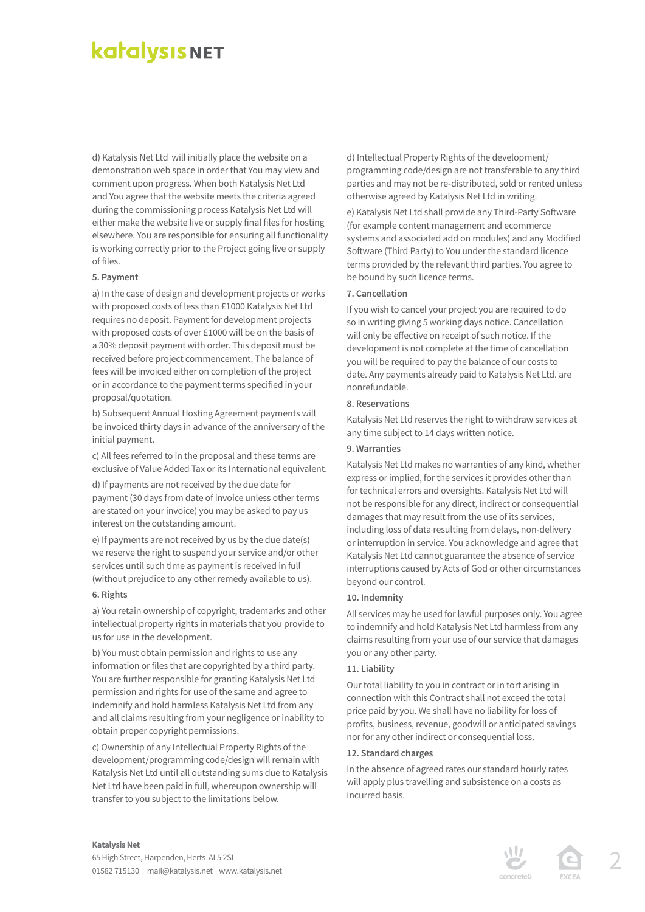d) Katalysis Net Ltd will initially place the website on a demonstration web space in order that You may view and comment upon progress. When both Katalysis Net Ltd and You agree that the website meets the criteria agreed during the commissioning process Katalysis Net Ltd will either make the website live or supply final files for hosting elsewhere. You are responsible for ensuring all functionality is working correctly prior to the Project going live or supply of files.

### 5. Payment

a) In the case of design and development projects or works with proposed costs of less than £1000 Katalysis Net Ltd requires no deposit. Payment for development projects with proposed costs of over £1000 will be on the basis of a 30% deposit payment with order. This deposit must be received before project commencement. The balance of fees will be invoiced either on completion of the project or in accordance to the payment terms specified in your proposal/quotation.

b) Subsequent Annual Hosting Agreement payments will be invoiced thirty days in advance of the anniversary of the initial payment.

c) All fees referred to in the proposal and these terms are exclusive of Value Added Tax or its International equivalent.

d) If payments are not received by the due date for payment (30 days from date of invoice unless other terms are stated on your invoice) you may be asked to pay us interest on the outstanding amount.

e) If payments are not received by us by the due date(s) we reserve the right to suspend your service and/or other services until such time as payment is received in full (without prejudice to any other remedy available to us).

### 6. Rights

a) You retain ownership of copyright, trademarks and other intellectual property rights in materials that you provide to us for use in the development.

b) You must obtain permission and rights to use any information or files that are copyrighted by a third party. You are further responsible for granting Katalysis Net Ltd permission and rights for use of the same and agree to indemnify and hold harmless Katalysis Net Ltd from any and all claims resulting from your negligence or inability to obtain proper copyright permissions.

c) Ownership of any Intellectual Property Rights of the development/programming code/design will remain with Katalysis Net Ltd until all outstanding sums due to Katalysis Net Ltd have been paid in full, whereupon ownership will transfer to you subject to the limitations below.

d) Intellectual Property Rights of the development/ programming code/design are not transferable to any third parties and may not be re-distributed, sold or rented unless otherwise agreed by Katalysis Net Ltd in writing.

e) Katalysis Net Ltd shall provide any Third-Party Software (for example content management and ecommerce systems and associated add on modules) and any Modified Software (Third Party) to You under the standard licence terms provided by the relevant third parties. You agree to be bound by such licence terms.

### 7. Cancellation

If you wish to cancel your project you are required to do so in writing giving 5 working days notice. Cancellation will only be effective on receipt of such notice. If the development is not complete at the time of cancellation you will be required to pay the balance of our costs to date. Any payments already paid to Katalysis Net Ltd. are nonrefundable.

### 8. Reservations

Katalysis Net Ltd reserves the right to withdraw services at any time subject to 14 days written notice.

### 9. Warranties

Katalysis Net Ltd makes no warranties of any kind, whether express or implied, for the services it provides other than for technical errors and oversights. Katalysis Net Ltd will not be responsible for any direct, indirect or consequential damages that may result from the use of its services, including loss of data resulting from delays, non-delivery or interruption in service. You acknowledge and agree that Katalysis Net Ltd cannot guarantee the absence of service interruptions caused by Acts of God or other circumstances beyond our control.

### 10. Indemnity

All services may be used for lawful purposes only. You agree to indemnify and hold Katalysis Net Ltd harmless from any claims resulting from your use of our service that damages you or any other party.

### 11. Liability

Our total liability to you in contract or in tort arising in connection with this Contract shall not exceed the total price paid by you. We shall have no liability for loss of profits, business, revenue, goodwill or anticipated savings nor for any other indirect or consequential loss.

### 12. Standard charges

In the absence of agreed rates our standard hourly rates will apply plus travelling and subsistence on a costs as incurred basis.